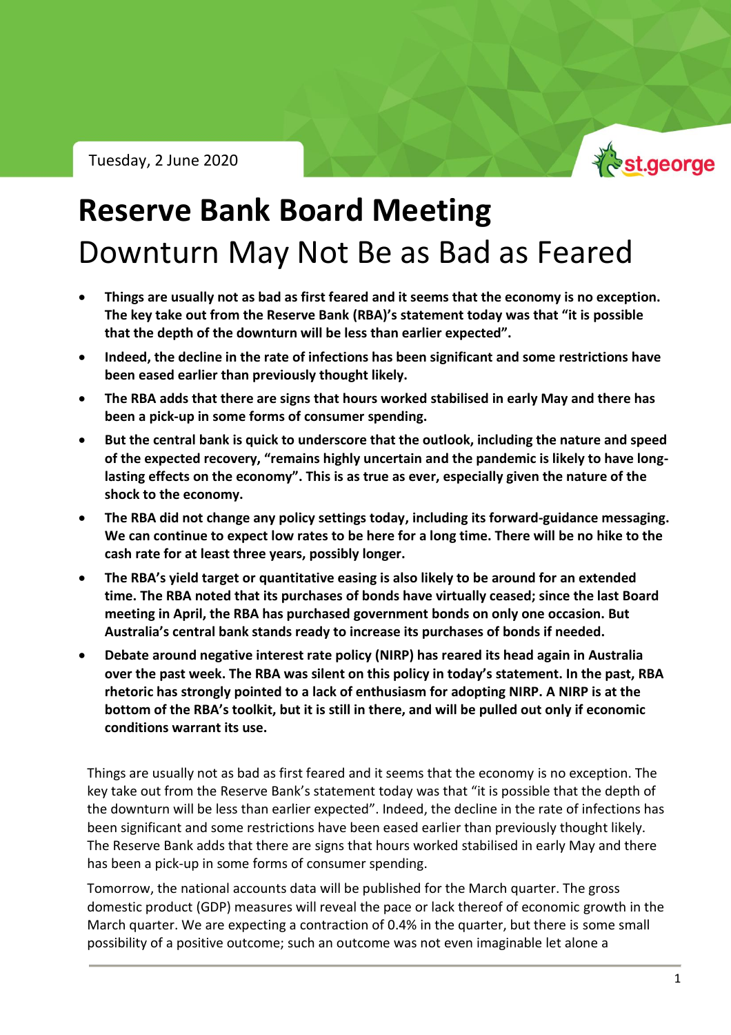Tuesday, 2 June 2020

# Reserve Bank Board Meeting

## Downturn May Not Be as Bad as Feared

- **Things are usually not as bad as first feared and it seems that the economy is no exception. The key take out from the Reserve Bank (RBA)'s statement today was that "it is possible that the depth of the downturn will be less than earlier expected".**
- **Indeed, the decline in the rate of infections has been significant and some restrictions have been eased earlier than previously thought likely.**
- **The RBA adds that there are signs that hours worked stabilised in early May and there has been a pick-up in some forms of consumer spending.**
- **But the central bank is quick to underscore that the outlook, including the nature and speed of the expected recovery, "remains highly uncertain and the pandemic is likely to have long-lasting effects on the economy". This is as true as ever, especially given the nature of the shock to the economy.**
- **The RBA did not change any policy settings today, including its forward-guidance messaging. We can continue to expect low rates to be here for a long time. There will be no hike to the cash rate for at least three years, possibly longer.**
- **The RBA's yield target or quantitative easing is also likely to be around for an extended time. The RBA noted that its purchases of bonds have virtually ceased; since the last Board meeting in April, the RBA has purchased government bonds on only one occasion. But Australia's central bank stands ready to increase its purchases of bonds if needed.**
- **Debate around negative interest rate policy (NIRP) has reared its head again in Australia over the past week. The RBA was silent on this policy in today's statement. In the past, RBA rhetoric has strongly pointed to a lack of enthusiasm for adopting NIRP. A NIRP is at the bottom of the RBA's toolkit, but it is still in there, and will be pulled out only if economic conditions warrant its use.**

Things are usually not as bad as first feared and it seems that the economy is no exception. The key take out from the Reserve Bank's statement today was that "it is possible that the depth of the downturn will be less than earlier expected". Indeed, the decline in the rate of infections has been significant and some restrictions have been eased earlier than previously thought likely. The Reserve Bank adds that there are signs that hours worked stabilised in early May and there has been a pick-up in some forms of consumer spending.

Tomorrow, the national accounts data will be published for the March quarter. The gross domestic product (GDP) measures will reveal the pace or lack thereof of economic growth in the March quarter. We are expecting a contraction of 0.4% in the quarter, but there is some small possibility of a positive outcome; such an outcome was not even imaginable let alone a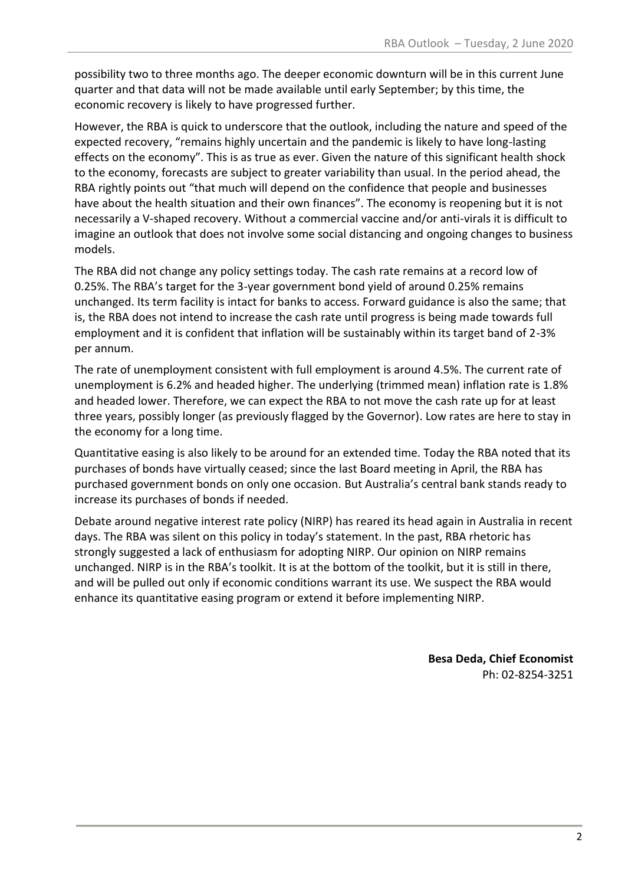possibility two to three months ago. The deeper economic downturn will be in this current June quarter and that data will not be made available until early September; by this time, the economic recovery is likely to have progressed further.

However, the RBA is quick to underscore that the outlook, including the nature and speed of the expected recovery, "remains highly uncertain and the pandemic is likely to have long-lasting effects on the economy". This is as true as ever. Given the nature of this significant health shock to the economy, forecasts are subject to greater variability than usual. In the period ahead, the RBA rightly points out "that much will depend on the confidence that people and businesses have about the health situation and their own finances". The economy is reopening but it is not necessarily a V-shaped recovery. Without a commercial vaccine and/or anti-virals it is difficult to imagine an outlook that does not involve some social distancing and ongoing changes to business models.

The RBA did not change any policy settings today. The cash rate remains at a record low of 0.25%. The RBA's target for the 3-year government bond yield of around 0.25% remains unchanged. Its term facility is intact for banks to access. Forward guidance is also the same; that is, the RBA does not intend to increase the cash rate until progress is being made towards full employment and it is confident that inflation will be sustainably within its target band of 2-3% per annum.

The rate of unemployment consistent with full employment is around 4.5%. The current rate of unemployment is 6.2% and headed higher. The underlying (trimmed mean) inflation rate is 1.8% and headed lower. Therefore, we can expect the RBA to not move the cash rate up for at least three years, possibly longer (as previously flagged by the Governor). Low rates are here to stay in the economy for a long time.

Quantitative easing is also likely to be around for an extended time. Today the RBA noted that its purchases of bonds have virtually ceased; since the last Board meeting in April, the RBA has purchased government bonds on only one occasion. But Australia's central bank stands ready to increase its purchases of bonds if needed.

Debate around negative interest rate policy (NIRP) has reared its head again in Australia in recent days. The RBA was silent on this policy in today's statement. In the past, RBA rhetoric has strongly suggested a lack of enthusiasm for adopting NIRP. Our opinion on NIRP remains unchanged. NIRP is in the RBA's toolkit. It is at the bottom of the toolkit, but it is still in there, and will be pulled out only if economic conditions warrant its use. We suspect the RBA would enhance its quantitative easing program or extend it before implementing NIRP.

**Besa Deda, Chief Economist**
Ph: 02-8254-3251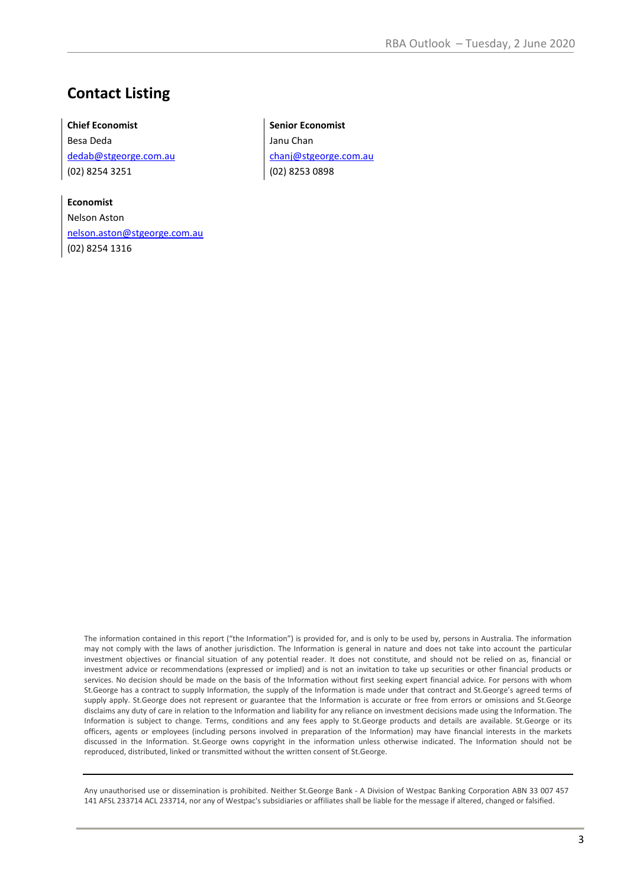## Contact Listing

**Chief Economist**
Besa Deda
dedab@stgeorge.com.au
(02) 8254 3251

**Senior Economist**
Janu Chan
chanj@stgeorge.com.au
(02) 8253 0898

**Economist**
Nelson Aston
nelson.aston@stgeorge.com.au
(02) 8254 1316

The information contained in this report ("the Information") is provided for, and is only to be used by, persons in Australia. The information may not comply with the laws of another jurisdiction. The Information is general in nature and does not take into account the particular investment objectives or financial situation of any potential reader. It does not constitute, and should not be relied on as, financial or investment advice or recommendations (expressed or implied) and is not an invitation to take up securities or other financial products or services. No decision should be made on the basis of the Information without first seeking expert financial advice. For persons with whom St.George has a contract to supply Information, the supply of the Information is made under that contract and St.George's agreed terms of supply apply. St.George does not represent or guarantee that the Information is accurate or free from errors or omissions and St.George disclaims any duty of care in relation to the Information and liability for any reliance on investment decisions made using the Information. The Information is subject to change. Terms, conditions and any fees apply to St.George products and details are available. St.George or its officers, agents or employees (including persons involved in preparation of the Information) may have financial interests in the markets discussed in the Information. St.George owns copyright in the information unless otherwise indicated. The Information should not be reproduced, distributed, linked or transmitted without the written consent of St.George.

Any unauthorised use or dissemination is prohibited. Neither St.George Bank - A Division of Westpac Banking Corporation ABN 33 007 457 141 AFSL 233714 ACL 233714, nor any of Westpac's subsidiaries or affiliates shall be liable for the message if altered, changed or falsified.